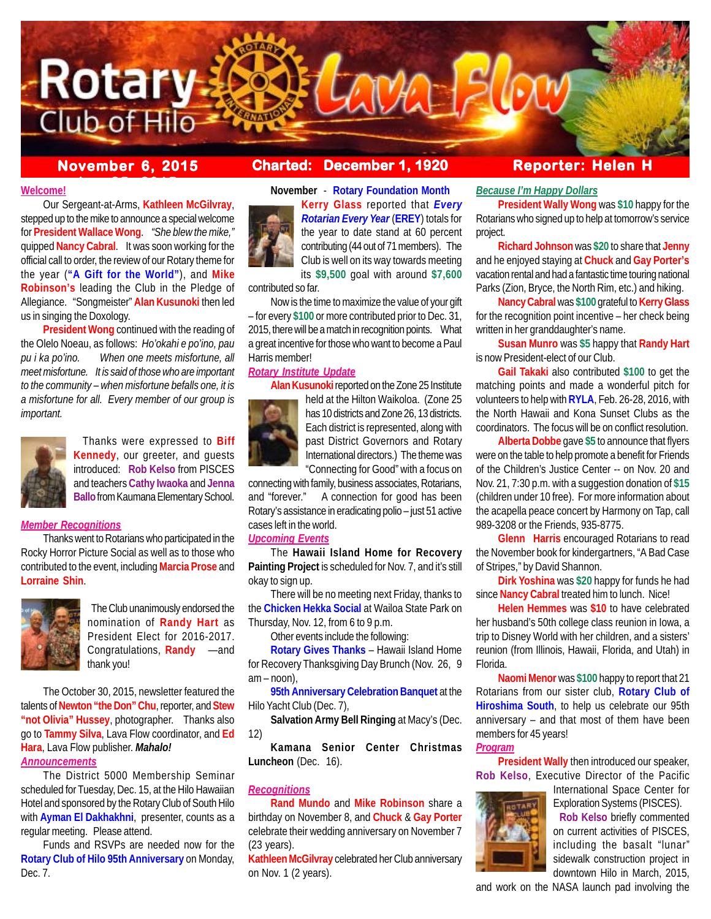# Rotary Club of Hilo Lava Flow

**November 6, 2015** | **Charted: December 1, 1920** | **Reporter: Helen H**

## Welcome!

Our Sergeant-at-Arms, **Kathleen McGilvray**, stepped up to the mike to announce a special welcome for **President Wallace Wong**. *"She blew the mike,"* quipped **Nancy Cabral**. It was soon working for the official call to order, the review of our Rotary theme for the year (**"A Gift for the World"**), and **Mike Robinson's** leading the Club in the Pledge of Allegiance. "Songmeister" **Alan Kusunoki** then led us in singing the Doxology.

**President Wong** continued with the reading of the Olelo Noeau, as follows: *Ho'okahi e po'ino, pau pu i ka po'ino. When one meets misfortune, all meet misfortune. It is said of those who are important to the community – when misfortune befalls one, it is a misfortune for all. Every member of our group is important.*

Thanks were expressed to **Biff Kennedy**, our greeter, and guests introduced: **Rob Kelso** from PISCES and teachers **Cathy Iwaoka** and **Jenna Ballo** from Kaumana Elementary School.

## Member Recognitions

Thanks went to Rotarians who participated in the Rocky Horror Picture Social as well as to those who contributed to the event, including **Marcia Prose** and **Lorraine Shin**.

The Club unanimously endorsed the nomination of **Randy Hart** as President Elect for 2016-2017. Congratulations, **Randy** —and thank you!

The October 30, 2015, newsletter featured the talents of **Newton "the Don" Chu**, reporter, and **Stew "not Olivia" Hussey**, photographer. Thanks also go to **Tammy Silva**, Lava Flow coordinator, and **Ed Hara**, Lava Flow publisher. ***Mahalo!***

## Announcements

The District 5000 Membership Seminar scheduled for Tuesday, Dec. 15, at the Hilo Hawaiian Hotel and sponsored by the Rotary Club of South Hilo with **Ayman El Dakhakhni**, presenter, counts as a regular meeting. Please attend.

Funds and RSVPs are needed now for the **Rotary Club of Hilo 95th Anniversary** on Monday, Dec. 7.

**November - Rotary Foundation Month**

**Kerry Glass** reported that ***Every Rotarian Every Year*** (**EREY**) totals for the year to date stand at 60 percent contributing (44 out of 71 members). The Club is well on its way towards meeting its **$9,500** goal with around **$7,600** contributed so far.

Now is the time to maximize the value of your gift – for every **$100** or more contributed prior to Dec. 31, 2015, there will be a match in recognition points. What a great incentive for those who want to become a Paul Harris member!

## Rotary Institute Update

**Alan Kusunoki** reported on the Zone 25 Institute held at the Hilton Waikoloa. (Zone 25 has 10 districts and Zone 26, 13 districts. Each district is represented, along with past District Governors and Rotary International directors.) The theme was "Connecting for Good" with a focus on connecting with family, business associates, Rotarians, and "forever." A connection for good has been Rotary's assistance in eradicating polio – just 51 active cases left in the world.

## Upcoming Events

The **Hawaii Island Home for Recovery Painting Project** is scheduled for Nov. 7, and it's still okay to sign up.

There will be no meeting next Friday, thanks to the **Chicken Hekka Social** at Wailoa State Park on Thursday, Nov. 12, from 6 to 9 p.m.

Other events include the following:

**Rotary Gives Thanks** – Hawaii Island Home for Recovery Thanksgiving Day Brunch (Nov. 26, 9 am – noon),

**95th Anniversary Celebration Banquet** at the Hilo Yacht Club (Dec. 7),

**Salvation Army Bell Ringing** at Macy's (Dec. 12)

**Kamana Senior Center Christmas Luncheon** (Dec. 16).

## Recognitions

**Rand Mundo** and **Mike Robinson** share a birthday on November 8, and **Chuck** & **Gay Porter** celebrate their wedding anniversary on November 7 (23 years).

**Kathleen McGilvray** celebrated her Club anniversary on Nov. 1 (2 years).

## *Because I'm Happy Dollars*

**President Wally Wong** was **$10** happy for the Rotarians who signed up to help at tomorrow's service project.

**Richard Johnson** was **$20** to share that **Jenny** and he enjoyed staying at **Chuck** and **Gay Porter's** vacation rental and had a fantastic time touring national Parks (Zion, Bryce, the North Rim, etc.) and hiking.

**Nancy Cabral** was **$100** grateful to **Kerry Glass** for the recognition point incentive – her check being written in her granddaughter's name.

**Susan Munro** was **$5** happy that **Randy Hart** is now President-elect of our Club.

**Gail Takaki** also contributed **$100** to get the matching points and made a wonderful pitch for volunteers to help with **RYLA**, Feb. 26-28, 2016, with the North Hawaii and Kona Sunset Clubs as the coordinators. The focus will be on conflict resolution.

**Alberta Dobbe** gave **$5** to announce that flyers were on the table to help promote a benefit for Friends of the Children's Justice Center -- on Nov. 20 and Nov. 21, 7:30 p.m. with a suggestion donation of **$15** (children under 10 free). For more information about the acapella peace concert by Harmony on Tap, call 989-3208 or the Friends, 935-8775.

**Glenn Harris** encouraged Rotarians to read the November book for kindergartners, "A Bad Case of Stripes," by David Shannon.

**Dirk Yoshina** was **$20** happy for funds he had since **Nancy Cabral** treated him to lunch. Nice!

**Helen Hemmes** was **$10** to have celebrated her husband's 50th college class reunion in Iowa, a trip to Disney World with her children, and a sisters' reunion (from Illinois, Hawaii, Florida, and Utah) in Florida.

**Naomi Menor** was **$100** happy to report that 21 Rotarians from our sister club, **Rotary Club of Hiroshima South**, to help us celebrate our 95th anniversary – and that most of them have been members for 45 years!

## Program

**President Wally** then introduced our speaker, **Rob Kelso**, Executive Director of the Pacific International Space Center for Exploration Systems (PISCES).

**Rob Kelso** briefly commented on current activities of PISCES, including the basalt "lunar" sidewalk construction project in downtown Hilo in March, 2015, and work on the NASA launch pad involving the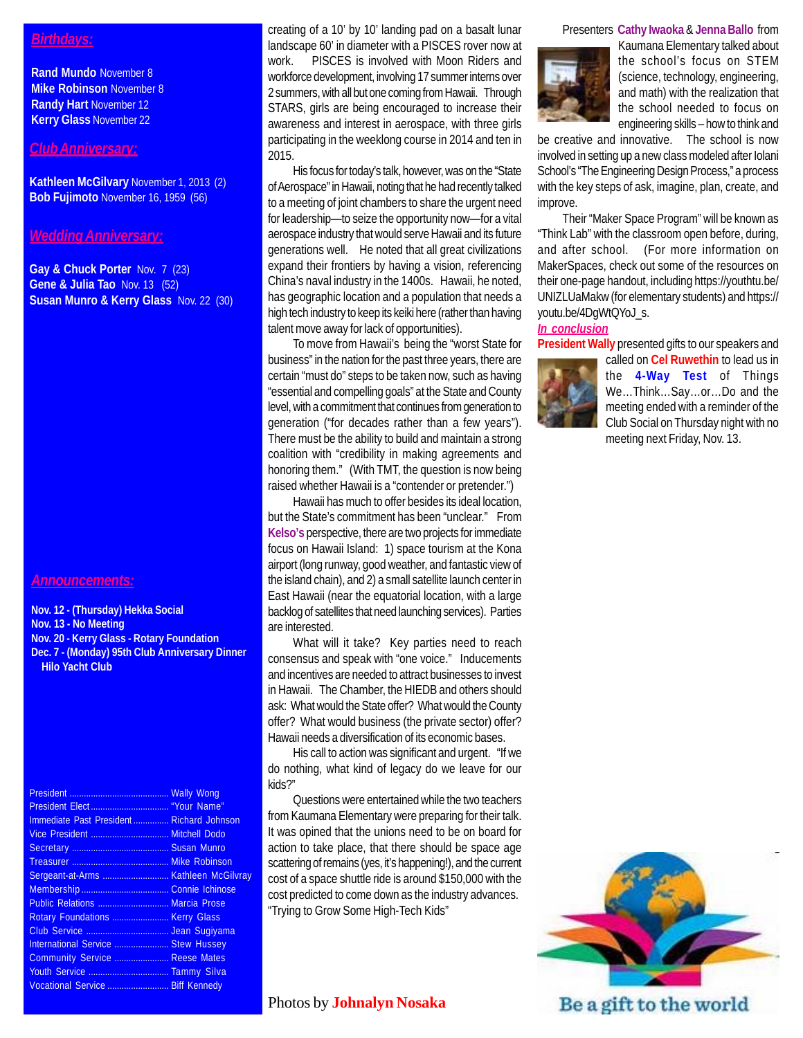## *Birthdays:*

**Rand Mundo** November 8
**Mike Robinson** November 8
**Randy Hart** November 12
**Kerry Glass** November 22

## *Club Anniversary:*

**Kathleen McGilvary** November 1, 2013 (2)
**Bob Fujimoto** November 16, 1959 (56)

## *Wedding Anniversary:*

**Gay & Chuck Porter** Nov. 7 (23)
**Gene & Julia Tao** Nov. 13 (52)
**Susan Munro & Kerry Glass** Nov. 22 (30)

## *Announcements:*

**Nov. 12 - (Thursday) Hekka Social**
**Nov. 13 - No Meeting**
**Nov. 20 - Kerry Glass - Rotary Foundation**
**Dec. 7 - (Monday) 95th Club Anniversary Dinner Hilo Yacht Club**

| | |
|---|---|
| President | Wally Wong |
| President Elect | "Your Name" |
| Immediate Past President | Richard Johnson |
| Vice President | Mitchell Dodo |
| Secretary | Susan Munro |
| Treasurer | Mike Robinson |
| Sergeant-at-Arms | Kathleen McGilvray |
| Membership | Connie Ichinose |
| Public Relations | Marcia Prose |
| Rotary Foundations | Kerry Glass |
| Club Service | Jean Sugiyama |
| International Service | Stew Hussey |
| Community Service | Reese Mates |
| Youth Service | Tammy Silva |
| Vocational Service | Biff Kennedy |

creating of a 10' by 10' landing pad on a basalt lunar landscape 60' in diameter with a PISCES rover now at work. PISCES is involved with Moon Riders and workforce development, involving 17 summer interns over 2 summers, with all but one coming from Hawaii. Through STARS, girls are being encouraged to increase their awareness and interest in aerospace, with three girls participating in the weeklong course in 2014 and ten in 2015.

His focus for today's talk, however, was on the "State of Aerospace" in Hawaii, noting that he had recently talked to a meeting of joint chambers to share the urgent need for leadership—to seize the opportunity now—for a vital aerospace industry that would serve Hawaii and its future generations well. He noted that all great civilizations expand their frontiers by having a vision, referencing China's naval industry in the 1400s. Hawaii, he noted, has geographic location and a population that needs a high tech industry to keep its keiki here (rather than having talent move away for lack of opportunities).

To move from Hawaii's being the "worst State for business" in the nation for the past three years, there are certain "must do" steps to be taken now, such as having "essential and compelling goals" at the State and County level, with a commitment that continues from generation to generation ("for decades rather than a few years"). There must be the ability to build and maintain a strong coalition with "credibility in making agreements and honoring them." (With TMT, the question is now being raised whether Hawaii is a "contender or pretender.")

Hawaii has much to offer besides its ideal location, but the State's commitment has been "unclear." From **Kelso's** perspective, there are two projects for immediate focus on Hawaii Island: 1) space tourism at the Kona airport (long runway, good weather, and fantastic view of the island chain), and 2) a small satellite launch center in East Hawaii (near the equatorial location, with a large backlog of satellites that need launching services). Parties are interested.

What will it take? Key parties need to reach consensus and speak with "one voice." Inducements and incentives are needed to attract businesses to invest in Hawaii. The Chamber, the HIEDB and others should ask: What would the State offer? What would the County offer? What would business (the private sector) offer? Hawaii needs a diversification of its economic bases.

His call to action was significant and urgent. "If we do nothing, what kind of legacy do we leave for our kids?"

Questions were entertained while the two teachers from Kaumana Elementary were preparing for their talk. It was opined that the unions need to be on board for action to take place, that there should be space age scattering of remains (yes, it's happening!), and the current cost of a space shuttle ride is around $150,000 with the cost predicted to come down as the industry advances.

"Trying to Grow Some High-Tech Kids"

Presenters **Cathy Iwaoka** & **Jenna Ballo** from Kaumana Elementary talked about the school's focus on STEM (science, technology, engineering, and math) with the realization that the school needed to focus on engineering skills – how to think and be creative and innovative. The school is now involved in setting up a new class modeled after Iolani School's "The Engineering Design Process," a process with the key steps of ask, imagine, plan, create, and improve.

Their "Maker Space Program" will be known as "Think Lab" with the classroom open before, during, and after school. (For more information on MakerSpaces, check out some of the resources on their one-page handout, including https://youthtu.be/UNIZLUaMakw (for elementary students) and https://youtu.be/4DgWtQYoJ_s.

***In conclusion***

**President Wally** presented gifts to our speakers and called on **Cel Ruwethin** to lead us in the **4-Way Test** of Things We…Think…Say…or…Do and the meeting ended with a reminder of the Club Social on Thursday night with no meeting next Friday, Nov. 13.

Photos by **Johnalyn Nosaka**

Be a gift to the world